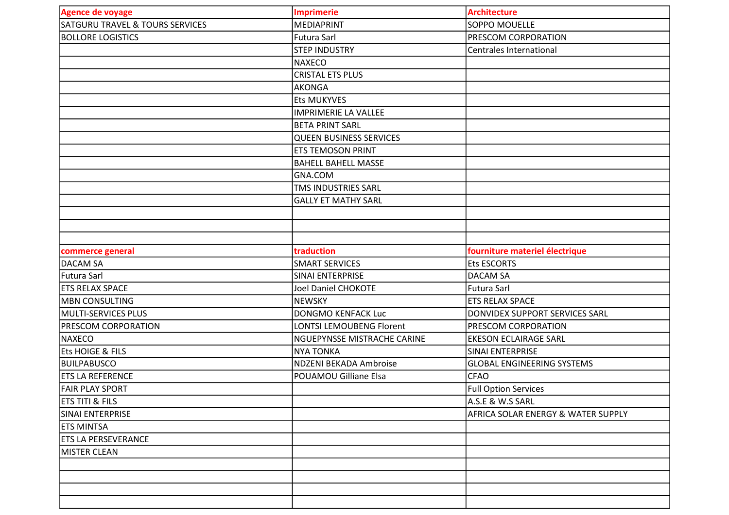| Agence de voyage | Imprimerie | Architecture |
|---|---|---|
| SATGURU TRAVEL & TOURS SERVICES | MEDIAPRINT | SOPPO MOUELLE |
| BOLLORE LOGISTICS | Futura Sarl | PRESCOM CORPORATION |
| | STEP INDUSTRY | Centrales International |
| | NAXECO | |
| | CRISTAL ETS PLUS | |
| | AKONGA | |
| | Ets MUKYVES | |
| | IMPRIMERIE LA VALLEE | |
| | BETA PRINT SARL | |
| | QUEEN BUSINESS SERVICES | |
| | ETS TEMOSON PRINT | |
| | BAHELL BAHELL MASSE | |
| | GNA.COM | |
| | TMS INDUSTRIES SARL | |
| | GALLY ET MATHY SARL | |
| | | |
| | | |
| | | |
| **commerce general** | **traduction** | **fourniture materiel électrique** |
| DACAM SA | SMART SERVICES | Ets ESCORTS |
| Futura Sarl | SINAI ENTERPRISE | DACAM SA |
| ETS RELAX SPACE | Joel Daniel CHOKOTE | Futura Sarl |
| MBN CONSULTING | NEWSKY | ETS RELAX SPACE |
| MULTI-SERVICES PLUS | DONGMO KENFACK Luc | DONVIDEX SUPPORT SERVICES SARL |
| PRESCOM CORPORATION | LONTSI LEMOUBENG Florent | PRESCOM CORPORATION |
| NAXECO | NGUEPYNSSE MISTRACHE CARINE | EKESON ECLAIRAGE SARL |
| Ets HOIGE & FILS | NYA TONKA | SINAI ENTERPRISE |
| BUILPABUSCO | NDZENI BEKADA Ambroise | GLOBAL ENGINEERING SYSTEMS |
| ETS LA REFERENCE | POUAMOU Gilliane Elsa | CFAO |
| FAIR PLAY SPORT | | Full Option Services |
| ETS TITI & FILS | | A.S.E & W.S SARL |
| SINAI ENTERPRISE | | AFRICA SOLAR ENERGY & WATER SUPPLY |
| ETS MINTSA | | |
| ETS LA PERSEVERANCE | | |
| MISTER CLEAN | | |
| | | |
| | | |
| | | |
| | | |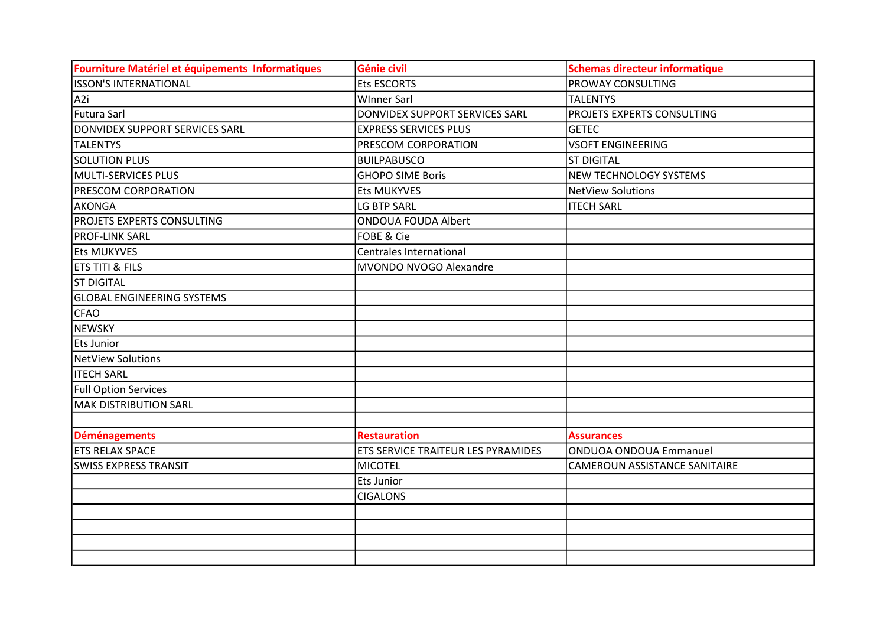| Fourniture Matériel et équipements  Informatiques | Génie civil | Schemas directeur informatique |
|---|---|---|
| ISSON'S INTERNATIONAL | Ets ESCORTS | PROWAY CONSULTING |
| A2i | WInner Sarl | TALENTYS |
| Futura Sarl | DONVIDEX SUPPORT SERVICES SARL | PROJETS EXPERTS CONSULTING |
| DONVIDEX SUPPORT SERVICES SARL | EXPRESS SERVICES PLUS | GETEC |
| TALENTYS | PRESCOM CORPORATION | VSOFT ENGINEERING |
| SOLUTION PLUS | BUILPABUSCO | ST DIGITAL |
| MULTI-SERVICES PLUS | GHOPO SIME Boris | NEW TECHNOLOGY SYSTEMS |
| PRESCOM CORPORATION | Ets MUKYVES | NetView Solutions |
| AKONGA | LG BTP SARL | ITECH SARL |
| PROJETS EXPERTS CONSULTING | ONDOUA FOUDA Albert | |
| PROF-LINK SARL | FOBE & Cie | |
| Ets MUKYVES | Centrales International | |
| ETS TITI & FILS | MVONDO NVOGO Alexandre | |
| ST DIGITAL | | |
| GLOBAL ENGINEERING SYSTEMS | | |
| CFAO | | |
| NEWSKY | | |
| Ets Junior | | |
| NetView Solutions | | |
| ITECH SARL | | |
| Full Option Services | | |
| MAK DISTRIBUTION SARL | | |
| | | |
| **Déménagements** | **Restauration** | **Assurances** |
| ETS RELAX SPACE | ETS SERVICE TRAITEUR LES PYRAMIDES | ONDUOA ONDOUA Emmanuel |
| SWISS EXPRESS TRANSIT | MICOTEL | CAMEROUN ASSISTANCE SANITAIRE |
| | Ets Junior | |
| | CIGALONS | |
| | | |
| | | |
| | | |
| | | |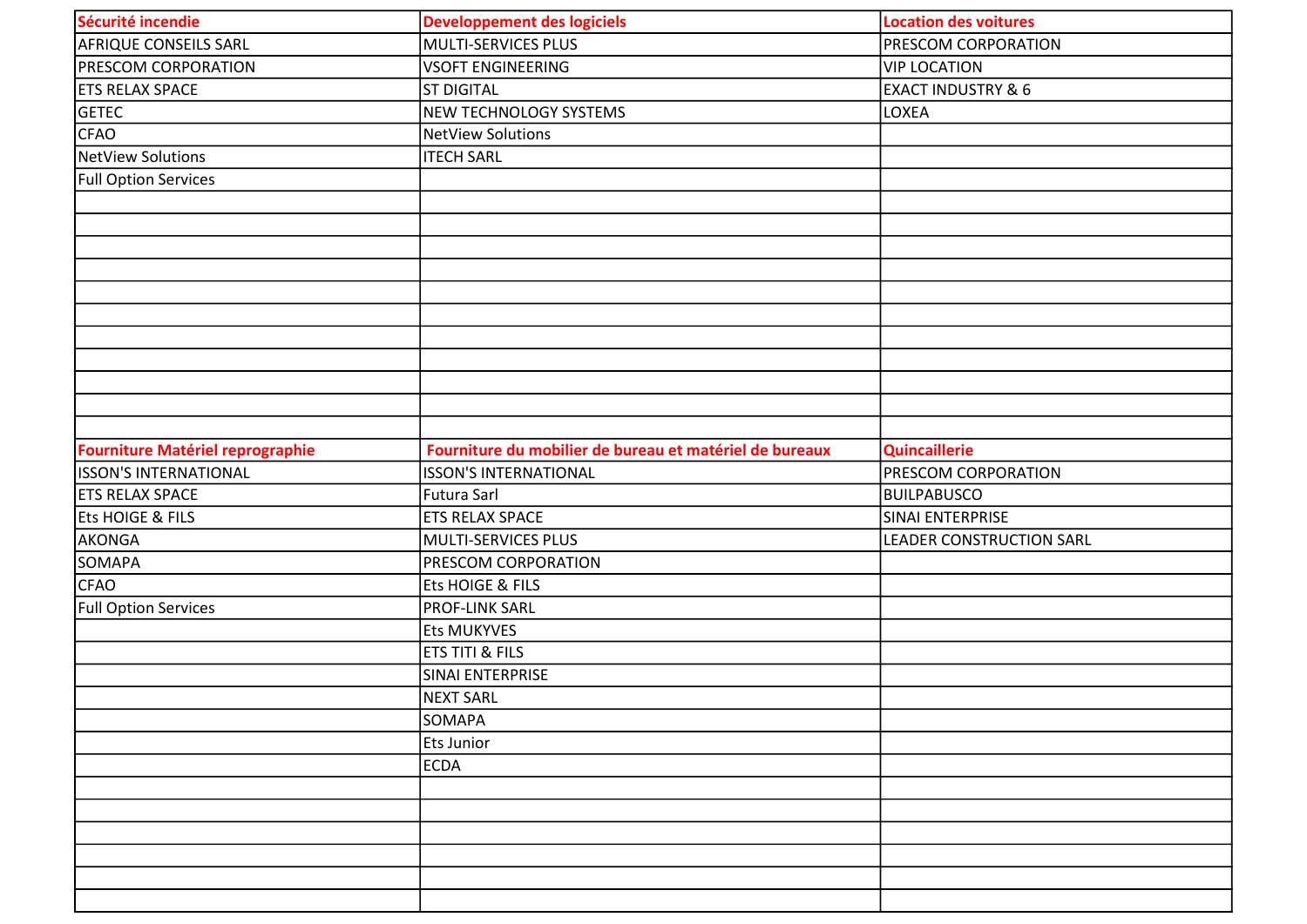| Sécurité incendie | Developpement des logiciels | Location des voitures |
| --- | --- | --- |
| AFRIQUE CONSEILS SARL | MULTI-SERVICES PLUS | PRESCOM CORPORATION |
| PRESCOM CORPORATION | VSOFT ENGINEERING | VIP LOCATION |
| ETS RELAX SPACE | ST DIGITAL | EXACT INDUSTRY & 6 |
| GETEC | NEW TECHNOLOGY SYSTEMS | LOXEA |
| CFAO | NetView Solutions | |
| NetView Solutions | ITECH SARL | |
| Full Option Services | | |

| Fourniture Matériel reprographie | Fourniture du mobilier de bureau et matériel de bureaux | Quincaillerie |
| --- | --- | --- |
| ISSON'S INTERNATIONAL | ISSON'S INTERNATIONAL | PRESCOM CORPORATION |
| ETS RELAX SPACE | Futura Sarl | BUILPABUSCO |
| Ets HOIGE & FILS | ETS RELAX SPACE | SINAI ENTERPRISE |
| AKONGA | MULTI-SERVICES PLUS | LEADER CONSTRUCTION SARL |
| SOMAPA | PRESCOM CORPORATION | |
| CFAO | Ets HOIGE & FILS | |
| Full Option Services | PROF-LINK SARL | |
| | Ets MUKYVES | |
| | ETS TITI & FILS | |
| | SINAI ENTERPRISE | |
| | NEXT SARL | |
| | SOMAPA | |
| | Ets Junior | |
| | ECDA | |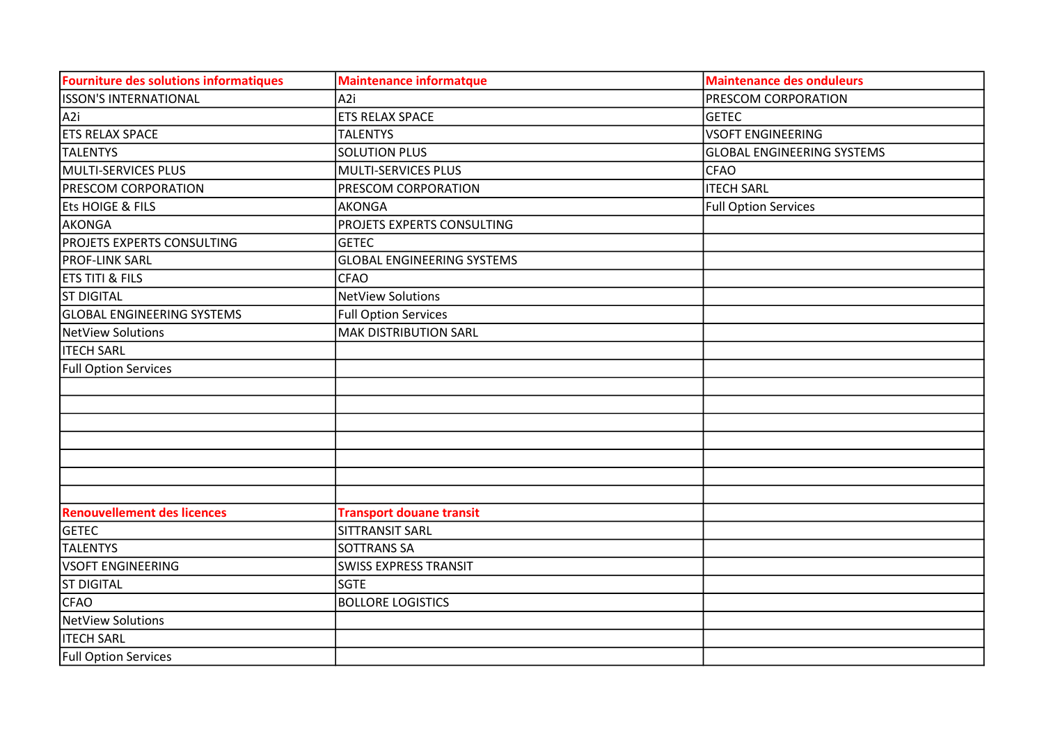| Fourniture des solutions informatiques | Maintenance informatque | Maintenance des onduleurs |
|---|---|---|
| ISSON'S INTERNATIONAL | A2i | PRESCOM CORPORATION |
| A2i | ETS RELAX SPACE | GETEC |
| ETS RELAX SPACE | TALENTYS | VSOFT ENGINEERING |
| TALENTYS | SOLUTION PLUS | GLOBAL ENGINEERING SYSTEMS |
| MULTI-SERVICES PLUS | MULTI-SERVICES PLUS | CFAO |
| PRESCOM CORPORATION | PRESCOM CORPORATION | ITECH SARL |
| Ets HOIGE & FILS | AKONGA | Full Option Services |
| AKONGA | PROJETS EXPERTS CONSULTING | |
| PROJETS EXPERTS CONSULTING | GETEC | |
| PROF-LINK SARL | GLOBAL ENGINEERING SYSTEMS | |
| ETS TITI & FILS | CFAO | |
| ST DIGITAL | NetView Solutions | |
| GLOBAL ENGINEERING SYSTEMS | Full Option Services | |
| NetView Solutions | MAK DISTRIBUTION SARL | |
| ITECH SARL | | |
| Full Option Services | | |
| | | |
| | | |
| | | |
| | | |
| | | |
| | | |
| | | |
| **Renouvellement des licences** | **Transport douane transit** | |
| GETEC | SITTRANSIT SARL | |
| TALENTYS | SOTTRANS SA | |
| VSOFT ENGINEERING | SWISS EXPRESS TRANSIT | |
| ST DIGITAL | SGTE | |
| CFAO | BOLLORE LOGISTICS | |
| NetView Solutions | | |
| ITECH SARL | | |
| Full Option Services | | |